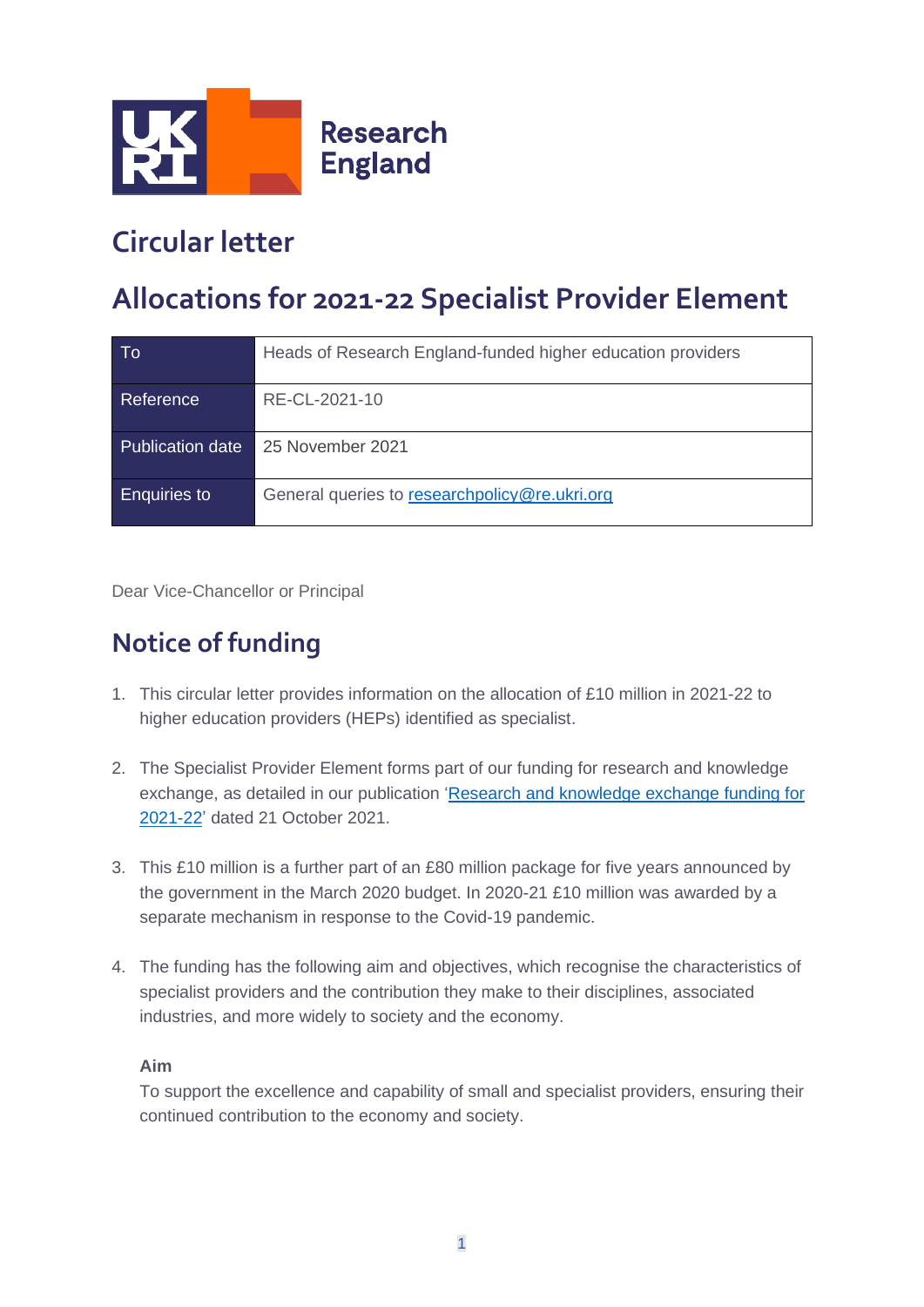Research England

# Circular letter

# Allocations for 2021-22 Specialist Provider Element

| To | Heads of Research England-funded higher education providers |
|---|---|
| Reference | RE-CL-2021-10 |
| Publication date | 25 November 2021 |
| Enquiries to | General queries to researchpolicy@re.ukri.org |

Dear Vice-Chancellor or Principal

## Notice of funding

1. This circular letter provides information on the allocation of £10 million in 2021-22 to higher education providers (HEPs) identified as specialist.

2. The Specialist Provider Element forms part of our funding for research and knowledge exchange, as detailed in our publication 'Research and knowledge exchange funding for 2021-22' dated 21 October 2021.

3. This £10 million is a further part of an £80 million package for five years announced by the government in the March 2020 budget. In 2020-21 £10 million was awarded by a separate mechanism in response to the Covid-19 pandemic.

4. The funding has the following aim and objectives, which recognise the characteristics of specialist providers and the contribution they make to their disciplines, associated industries, and more widely to society and the economy.

   **Aim**
   To support the excellence and capability of small and specialist providers, ensuring their continued contribution to the economy and society.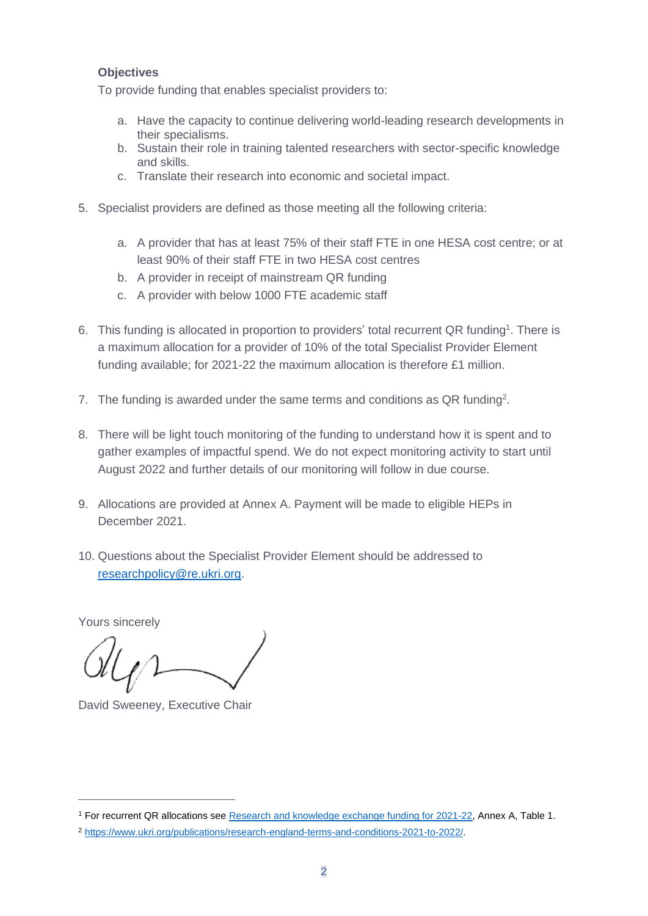**Objectives**

To provide funding that enables specialist providers to:

a. Have the capacity to continue delivering world-leading research developments in their specialisms.
b. Sustain their role in training talented researchers with sector-specific knowledge and skills.
c. Translate their research into economic and societal impact.

5. Specialist providers are defined as those meeting all the following criteria:

    a. A provider that has at least 75% of their staff FTE in one HESA cost centre; or at least 90% of their staff FTE in two HESA cost centres
    b. A provider in receipt of mainstream QR funding
    c. A provider with below 1000 FTE academic staff

6. This funding is allocated in proportion to providers' total recurrent QR funding[1]. There is a maximum allocation for a provider of 10% of the total Specialist Provider Element funding available; for 2021-22 the maximum allocation is therefore £1 million.

7. The funding is awarded under the same terms and conditions as QR funding[2].

8. There will be light touch monitoring of the funding to understand how it is spent and to gather examples of impactful spend. We do not expect monitoring activity to start until August 2022 and further details of our monitoring will follow in due course.

9. Allocations are provided at Annex A. Payment will be made to eligible HEPs in December 2021.

10. Questions about the Specialist Provider Element should be addressed to [researchpolicy@re.ukri.org](mailto:researchpolicy@re.ukri.org).

Yours sincerely

David Sweeney, Executive Chair

---

[1] For recurrent QR allocations see Research and knowledge exchange funding for 2021-22, Annex A, Table 1.

[2] https://www.ukri.org/publications/research-england-terms-and-conditions-2021-to-2022/.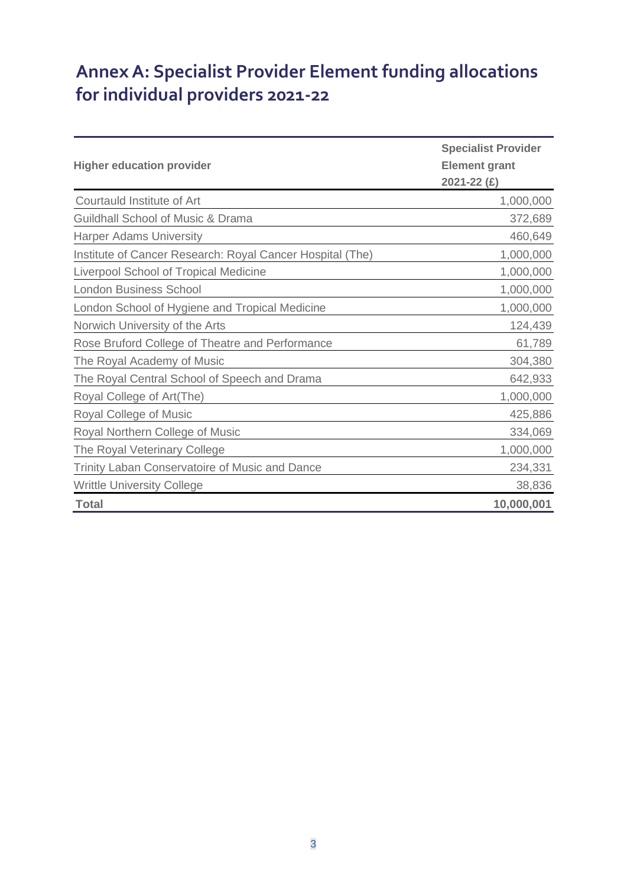# Annex A: Specialist Provider Element funding allocations for individual providers 2021-22

| Higher education provider | Specialist Provider Element grant 2021-22 (£) |
|---|---|
| Courtauld Institute of Art | 1,000,000 |
| Guildhall School of Music & Drama | 372,689 |
| Harper Adams University | 460,649 |
| Institute of Cancer Research: Royal Cancer Hospital (The) | 1,000,000 |
| Liverpool School of Tropical Medicine | 1,000,000 |
| London Business School | 1,000,000 |
| London School of Hygiene and Tropical Medicine | 1,000,000 |
| Norwich University of the Arts | 124,439 |
| Rose Bruford College of Theatre and Performance | 61,789 |
| The Royal Academy of Music | 304,380 |
| The Royal Central School of Speech and Drama | 642,933 |
| Royal College of Art(The) | 1,000,000 |
| Royal College of Music | 425,886 |
| Royal Northern College of Music | 334,069 |
| The Royal Veterinary College | 1,000,000 |
| Trinity Laban Conservatoire of Music and Dance | 234,331 |
| Writtle University College | 38,836 |
| **Total** | **10,000,001** |